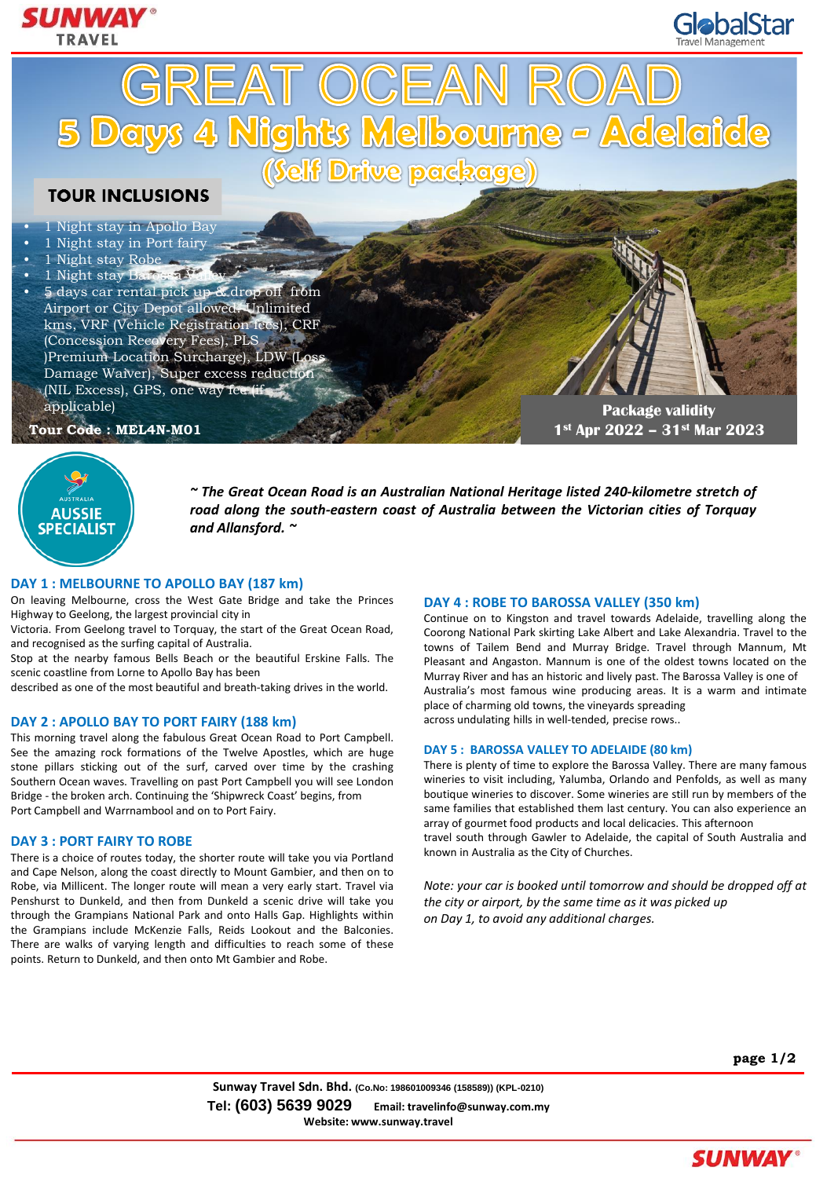# GREAT OCEAN ROAD

## 5 Days 4 Nights Melbourne - Adelaide

### (Self Drive package)

## TOUR INCLUSIONS

- 1 Night stay in Apollo Bay
- 1 Night stay in Port fairy
- 1 Night stay Robe
- 1 Night stay Barossa Valley
- 5 days car rental pick up & drop off from Airport or City Depot allowed. Unlimited kms, VRF (Vehicle Registration fees), CRF (Concession Recovery Fees), PLS )Premium Location Surcharge), LDW (Loss Damage Waiver), Super excess reduction (NIL Excess), GPS, one way fee (if applicable)

**Tour Code : MEL4N-M01**

**Package validity**
**1st Apr 2022 – 31st Mar 2023**

AUSTRALIA AUSSIE SPECIALIST

*~ The Great Ocean Road is an Australian National Heritage listed 240-kilometre stretch of road along the south-eastern coast of Australia between the Victorian cities of Torquay and Allansford. ~*

### DAY 1 : MELBOURNE TO APOLLO BAY (187 km)

On leaving Melbourne, cross the West Gate Bridge and take the Princes Highway to Geelong, the largest provincial city in Victoria. From Geelong travel to Torquay, the start of the Great Ocean Road, and recognised as the surfing capital of Australia.

Stop at the nearby famous Bells Beach or the beautiful Erskine Falls. The scenic coastline from Lorne to Apollo Bay has been described as one of the most beautiful and breath-taking drives in the world.

### DAY 2 : APOLLO BAY TO PORT FAIRY (188 km)

This morning travel along the fabulous Great Ocean Road to Port Campbell. See the amazing rock formations of the Twelve Apostles, which are huge stone pillars sticking out of the surf, carved over time by the crashing Southern Ocean waves. Travelling on past Port Campbell you will see London Bridge - the broken arch. Continuing the 'Shipwreck Coast' begins, from Port Campbell and Warrnambool and on to Port Fairy.

### DAY 3 : PORT FAIRY TO ROBE

There is a choice of routes today, the shorter route will take you via Portland and Cape Nelson, along the coast directly to Mount Gambier, and then on to Robe, via Millicent. The longer route will mean a very early start. Travel via Penshurst to Dunkeld, and then from Dunkeld a scenic drive will take you through the Grampians National Park and onto Halls Gap. Highlights within the Grampians include McKenzie Falls, Reids Lookout and the Balconies. There are walks of varying length and difficulties to reach some of these points. Return to Dunkeld, and then onto Mt Gambier and Robe.

### DAY 4 : ROBE TO BAROSSA VALLEY (350 km)

Continue on to Kingston and travel towards Adelaide, travelling along the Coorong National Park skirting Lake Albert and Lake Alexandria. Travel to the towns of Tailem Bend and Murray Bridge. Travel through Mannum, Mt Pleasant and Angaston. Mannum is one of the oldest towns located on the Murray River and has an historic and lively past. The Barossa Valley is one of Australia's most famous wine producing areas. It is a warm and intimate place of charming old towns, the vineyards spreading across undulating hills in well-tended, precise rows..

### DAY 5 : BAROSSA VALLEY TO ADELAIDE (80 km)

There is plenty of time to explore the Barossa Valley. There are many famous wineries to visit including, Yalumba, Orlando and Penfolds, as well as many boutique wineries to discover. Some wineries are still run by members of the same families that established them last century. You can also experience an array of gourmet food products and local delicacies. This afternoon travel south through Gawler to Adelaide, the capital of South Australia and known in Australia as the City of Churches.

*Note: your car is booked until tomorrow and should be dropped off at the city or airport, by the same time as it was picked up on Day 1, to avoid any additional charges.*

**Sunway Travel Sdn. Bhd.** (Co.No: 198601009346 (158589)) (KPL-0210)
**Tel: (603) 5639 9029** **Email: travelinfo@sunway.com.my**
**Website: www.sunway.travel**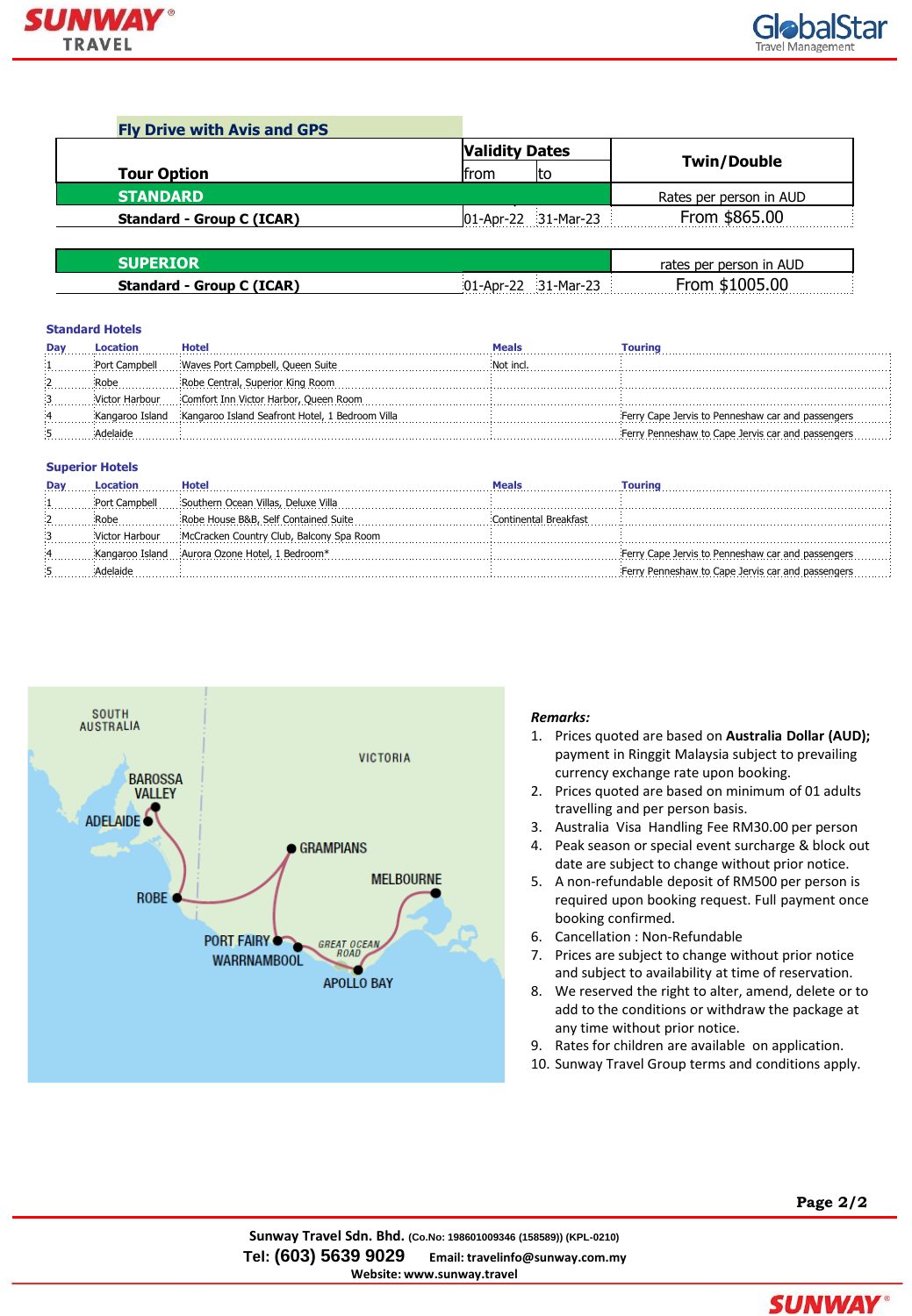## Fly Drive with Avis and GPS

| Tour Option | Validity Dates from | to | Twin/Double |
|---|---|---|---|
| **STANDARD** | | | Rates per person in AUD |
| **Standard - Group C (ICAR)** | 01-Apr-22 | 31-Mar-23 | From $865.00 |
| **SUPERIOR** | | | rates per person in AUD |
| **Standard - Group C (ICAR)** | 01-Apr-22 | 31-Mar-23 | From $1005.00 |

### Standard Hotels

| Day | Location | Hotel | Meals | Touring |
|---|---|---|---|---|
| 1 | Port Campbell | Waves Port Campbell, Queen Suite | Not incl. | |
| 2 | Robe | Robe Central, Superior King Room | | |
| 3 | Victor Harbour | Comfort Inn Victor Harbor, Queen Room | | |
| 4 | Kangaroo Island | Kangaroo Island Seafront Hotel, 1 Bedroom Villa | | Ferry Cape Jervis to Penneshaw car and passengers |
| 5 | Adelaide | | | Ferry Penneshaw to Cape Jervis car and passengers |

### Superior Hotels

| Day | Location | Hotel | Meals | Touring |
|---|---|---|---|---|
| 1 | Port Campbell | Southern Ocean Villas, Deluxe Villa | | |
| 2 | Robe | Robe House B&B, Self Contained Suite | Continental Breakfast | |
| 3 | Victor Harbour | McCracken Country Club, Balcony Spa Room | | |
| 4 | Kangaroo Island | Aurora Ozone Hotel, 1 Bedroom* | | Ferry Cape Jervis to Penneshaw car and passengers |
| 5 | Adelaide | | | Ferry Penneshaw to Cape Jervis car and passengers |

SOUTH AUSTRALIA
VICTORIA
BAROSSA VALLEY
ADELAIDE
GRAMPIANS
MELBOURNE
ROBE
PORT FAIRY
WARRNAMBOOL
GREAT OCEAN ROAD
APOLLO BAY

***Remarks:***

1. Prices quoted are based on **Australia Dollar (AUD);** payment in Ringgit Malaysia subject to prevailing currency exchange rate upon booking.
2. Prices quoted are based on minimum of 01 adults travelling and per person basis.
3. Australia Visa Handling Fee RM30.00 per person
4. Peak season or special event surcharge & block out date are subject to change without prior notice.
5. A non-refundable deposit of RM500 per person is required upon booking request. Full payment once booking confirmed.
6. Cancellation : Non-Refundable
7. Prices are subject to change without prior notice and subject to availability at time of reservation.
8. We reserved the right to alter, amend, delete or to add to the conditions or withdraw the package at any time without prior notice.
9. Rates for children are available on application.
10. Sunway Travel Group terms and conditions apply.

**Sunway Travel Sdn. Bhd.** (Co.No: 198601009346 (158589)) (KPL-0210)
Tel: (603) 5639 9029 Email: travelinfo@sunway.com.my
Website: www.sunway.travel